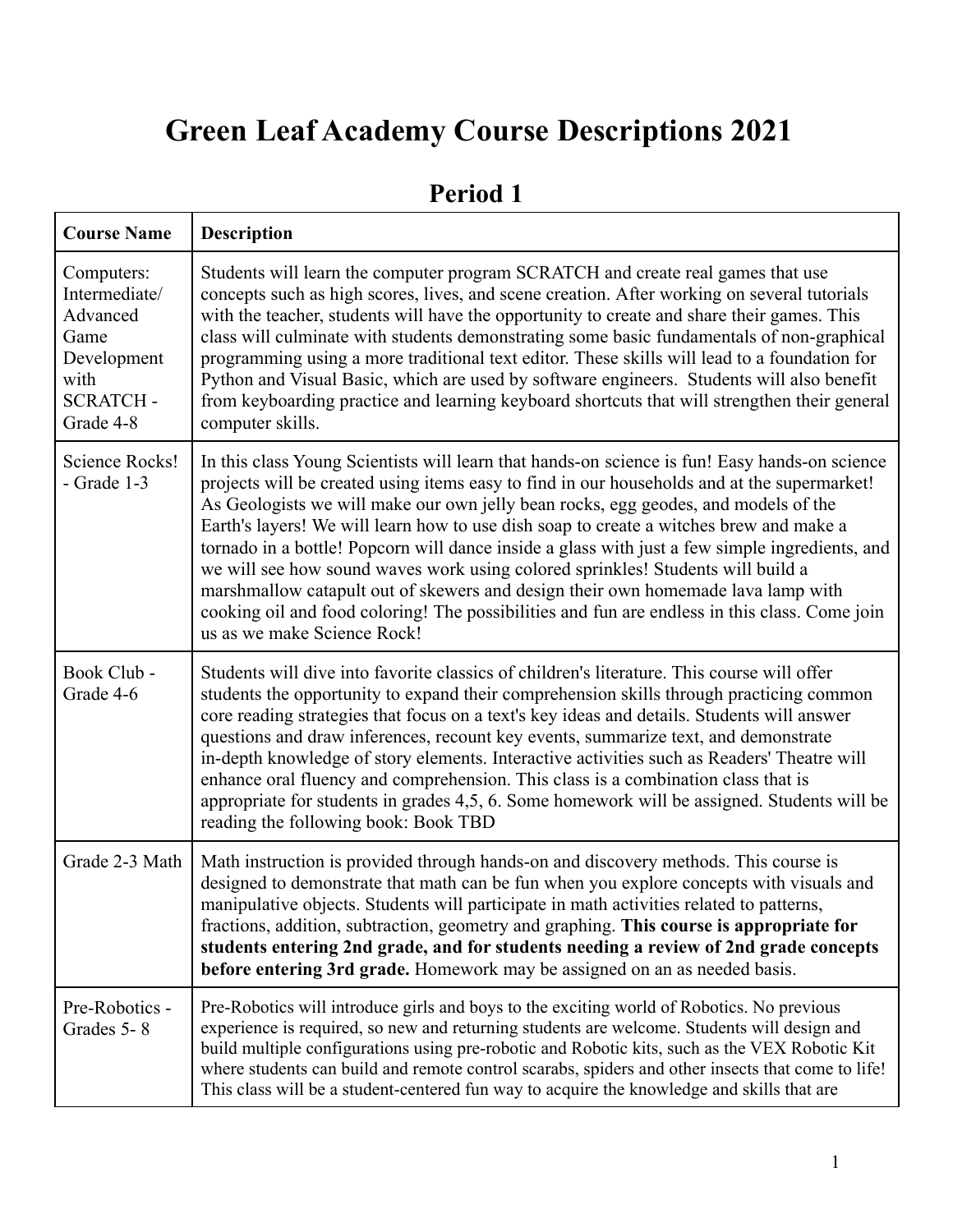# Green Leaf Academy Course Descriptions 2021

## Period 1

| Course Name | Description |
|---|---|
| Computers: Intermediate/ Advanced Game Development with SCRATCH - Grade 4-8 | Students will learn the computer program SCRATCH and create real games that use concepts such as high scores, lives, and scene creation. After working on several tutorials with the teacher, students will have the opportunity to create and share their games. This class will culminate with students demonstrating some basic fundamentals of non-graphical programming using a more traditional text editor. These skills will lead to a foundation for Python and Visual Basic, which are used by software engineers. Students will also benefit from keyboarding practice and learning keyboard shortcuts that will strengthen their general computer skills. |
| Science Rocks! - Grade 1-3 | In this class Young Scientists will learn that hands-on science is fun! Easy hands-on science projects will be created using items easy to find in our households and at the supermarket! As Geologists we will make our own jelly bean rocks, egg geodes, and models of the Earth's layers! We will learn how to use dish soap to create a witches brew and make a tornado in a bottle! Popcorn will dance inside a glass with just a few simple ingredients, and we will see how sound waves work using colored sprinkles! Students will build a marshmallow catapult out of skewers and design their own homemade lava lamp with cooking oil and food coloring! The possibilities and fun are endless in this class. Come join us as we make Science Rock! |
| Book Club - Grade 4-6 | Students will dive into favorite classics of children's literature. This course will offer students the opportunity to expand their comprehension skills through practicing common core reading strategies that focus on a text's key ideas and details. Students will answer questions and draw inferences, recount key events, summarize text, and demonstrate in-depth knowledge of story elements. Interactive activities such as Readers' Theatre will enhance oral fluency and comprehension. This class is a combination class that is appropriate for students in grades 4,5, 6. Some homework will be assigned. Students will be reading the following book: Book TBD |
| Grade 2-3 Math | Math instruction is provided through hands-on and discovery methods. This course is designed to demonstrate that math can be fun when you explore concepts with visuals and manipulative objects. Students will participate in math activities related to patterns, fractions, addition, subtraction, geometry and graphing. **This course is appropriate for students entering 2nd grade, and for students needing a review of 2nd grade concepts before entering 3rd grade.** Homework may be assigned on an as needed basis. |
| Pre-Robotics - Grades 5- 8 | Pre-Robotics will introduce girls and boys to the exciting world of Robotics. No previous experience is required, so new and returning students are welcome. Students will design and build multiple configurations using pre-robotic and Robotic kits, such as the VEX Robotic Kit where students can build and remote control scarabs, spiders and other insects that come to life! This class will be a student-centered fun way to acquire the knowledge and skills that are |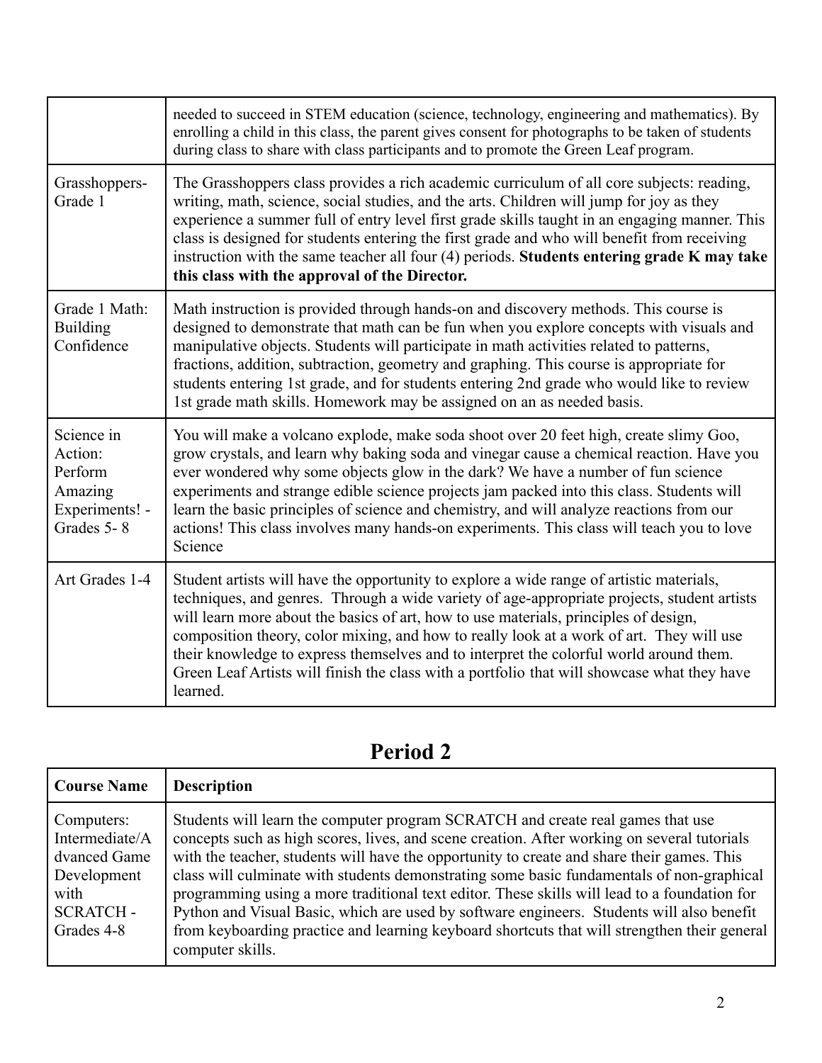| | |
|---|---|
| | needed to succeed in STEM education (science, technology, engineering and mathematics). By enrolling a child in this class, the parent gives consent for photographs to be taken of students during class to share with class participants and to promote the Green Leaf program. |
| Grasshoppers-Grade 1 | The Grasshoppers class provides a rich academic curriculum of all core subjects: reading, writing, math, science, social studies, and the arts. Children will jump for joy as they experience a summer full of entry level first grade skills taught in an engaging manner. This class is designed for students entering the first grade and who will benefit from receiving instruction with the same teacher all four (4) periods. **Students entering grade K may take this class with the approval of the Director.** |
| Grade 1 Math: Building Confidence | Math instruction is provided through hands-on and discovery methods. This course is designed to demonstrate that math can be fun when you explore concepts with visuals and manipulative objects. Students will participate in math activities related to patterns, fractions, addition, subtraction, geometry and graphing. This course is appropriate for students entering 1st grade, and for students entering 2nd grade who would like to review 1st grade math skills. Homework may be assigned on an as needed basis. |
| Science in Action: Perform Amazing Experiments! - Grades 5- 8 | You will make a volcano explode, make soda shoot over 20 feet high, create slimy Goo, grow crystals, and learn why baking soda and vinegar cause a chemical reaction. Have you ever wondered why some objects glow in the dark? We have a number of fun science experiments and strange edible science projects jam packed into this class. Students will learn the basic principles of science and chemistry, and will analyze reactions from our actions! This class involves many hands-on experiments. This class will teach you to love Science |
| Art Grades 1-4 | Student artists will have the opportunity to explore a wide range of artistic materials, techniques, and genres. Through a wide variety of age-appropriate projects, student artists will learn more about the basics of art, how to use materials, principles of design, composition theory, color mixing, and how to really look at a work of art. They will use their knowledge to express themselves and to interpret the colorful world around them. Green Leaf Artists will finish the class with a portfolio that will showcase what they have learned. |

## Period 2

| Course Name | Description |
|---|---|
| Computers: Intermediate/Advanced Game Development with SCRATCH - Grades 4-8 | Students will learn the computer program SCRATCH and create real games that use concepts such as high scores, lives, and scene creation. After working on several tutorials with the teacher, students will have the opportunity to create and share their games. This class will culminate with students demonstrating some basic fundamentals of non-graphical programming using a more traditional text editor. These skills will lead to a foundation for Python and Visual Basic, which are used by software engineers. Students will also benefit from keyboarding practice and learning keyboard shortcuts that will strengthen their general computer skills. |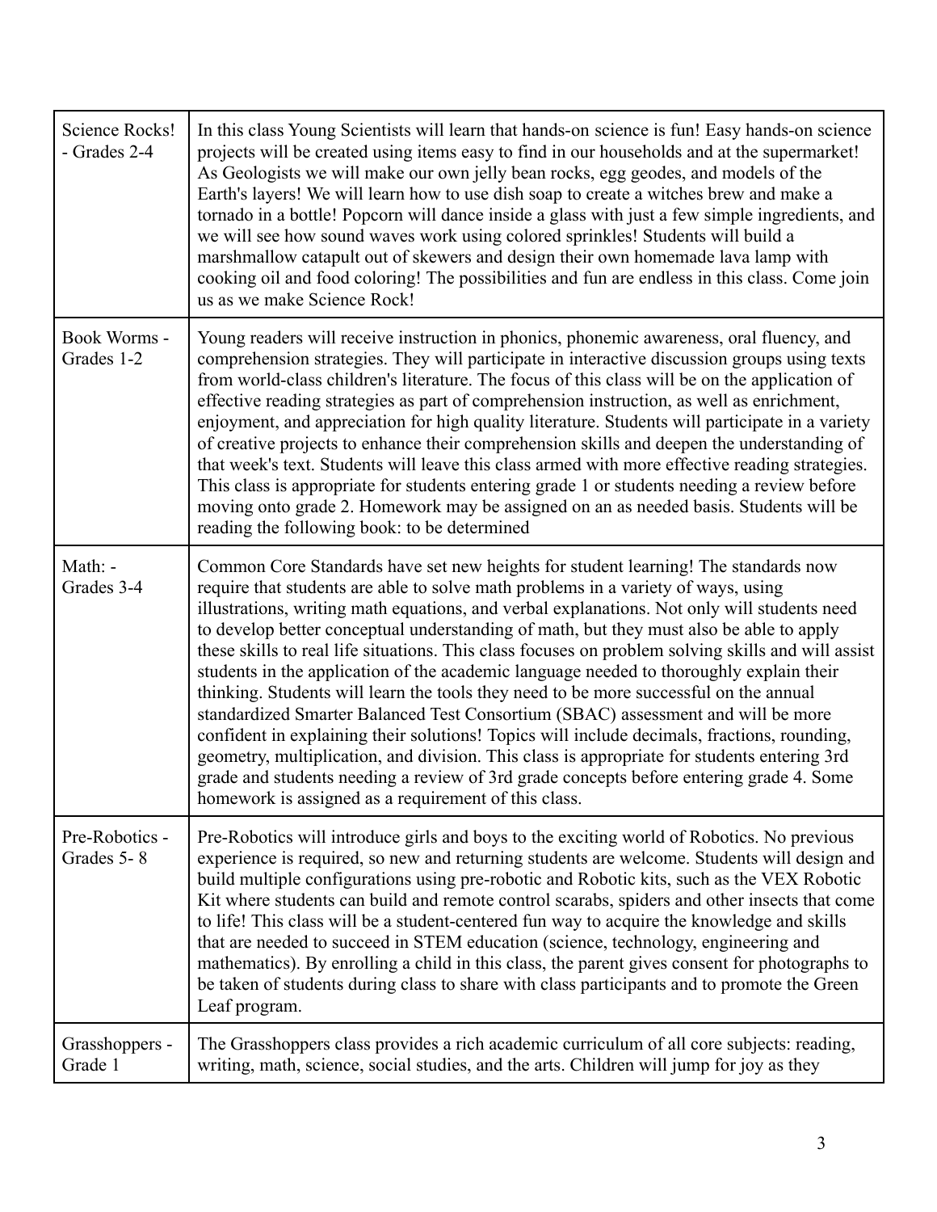| Science Rocks! - Grades 2-4 | In this class Young Scientists will learn that hands-on science is fun! Easy hands-on science projects will be created using items easy to find in our households and at the supermarket! As Geologists we will make our own jelly bean rocks, egg geodes, and models of the Earth's layers! We will learn how to use dish soap to create a witches brew and make a tornado in a bottle! Popcorn will dance inside a glass with just a few simple ingredients, and we will see how sound waves work using colored sprinkles! Students will build a marshmallow catapult out of skewers and design their own homemade lava lamp with cooking oil and food coloring! The possibilities and fun are endless in this class. Come join us as we make Science Rock! |
|---|---|
| Book Worms - Grades 1-2 | Young readers will receive instruction in phonics, phonemic awareness, oral fluency, and comprehension strategies. They will participate in interactive discussion groups using texts from world-class children's literature. The focus of this class will be on the application of effective reading strategies as part of comprehension instruction, as well as enrichment, enjoyment, and appreciation for high quality literature. Students will participate in a variety of creative projects to enhance their comprehension skills and deepen the understanding of that week's text. Students will leave this class armed with more effective reading strategies. This class is appropriate for students entering grade 1 or students needing a review before moving onto grade 2. Homework may be assigned on an as needed basis. Students will be reading the following book: to be determined |
| Math: - Grades 3-4 | Common Core Standards have set new heights for student learning! The standards now require that students are able to solve math problems in a variety of ways, using illustrations, writing math equations, and verbal explanations. Not only will students need to develop better conceptual understanding of math, but they must also be able to apply these skills to real life situations. This class focuses on problem solving skills and will assist students in the application of the academic language needed to thoroughly explain their thinking. Students will learn the tools they need to be more successful on the annual standardized Smarter Balanced Test Consortium (SBAC) assessment and will be more confident in explaining their solutions! Topics will include decimals, fractions, rounding, geometry, multiplication, and division. This class is appropriate for students entering 3rd grade and students needing a review of 3rd grade concepts before entering grade 4. Some homework is assigned as a requirement of this class. |
| Pre-Robotics - Grades 5- 8 | Pre-Robotics will introduce girls and boys to the exciting world of Robotics. No previous experience is required, so new and returning students are welcome. Students will design and build multiple configurations using pre-robotic and Robotic kits, such as the VEX Robotic Kit where students can build and remote control scarabs, spiders and other insects that come to life! This class will be a student-centered fun way to acquire the knowledge and skills that are needed to succeed in STEM education (science, technology, engineering and mathematics). By enrolling a child in this class, the parent gives consent for photographs to be taken of students during class to share with class participants and to promote the Green Leaf program. |
| Grasshoppers - Grade 1 | The Grasshoppers class provides a rich academic curriculum of all core subjects: reading, writing, math, science, social studies, and the arts. Children will jump for joy as they |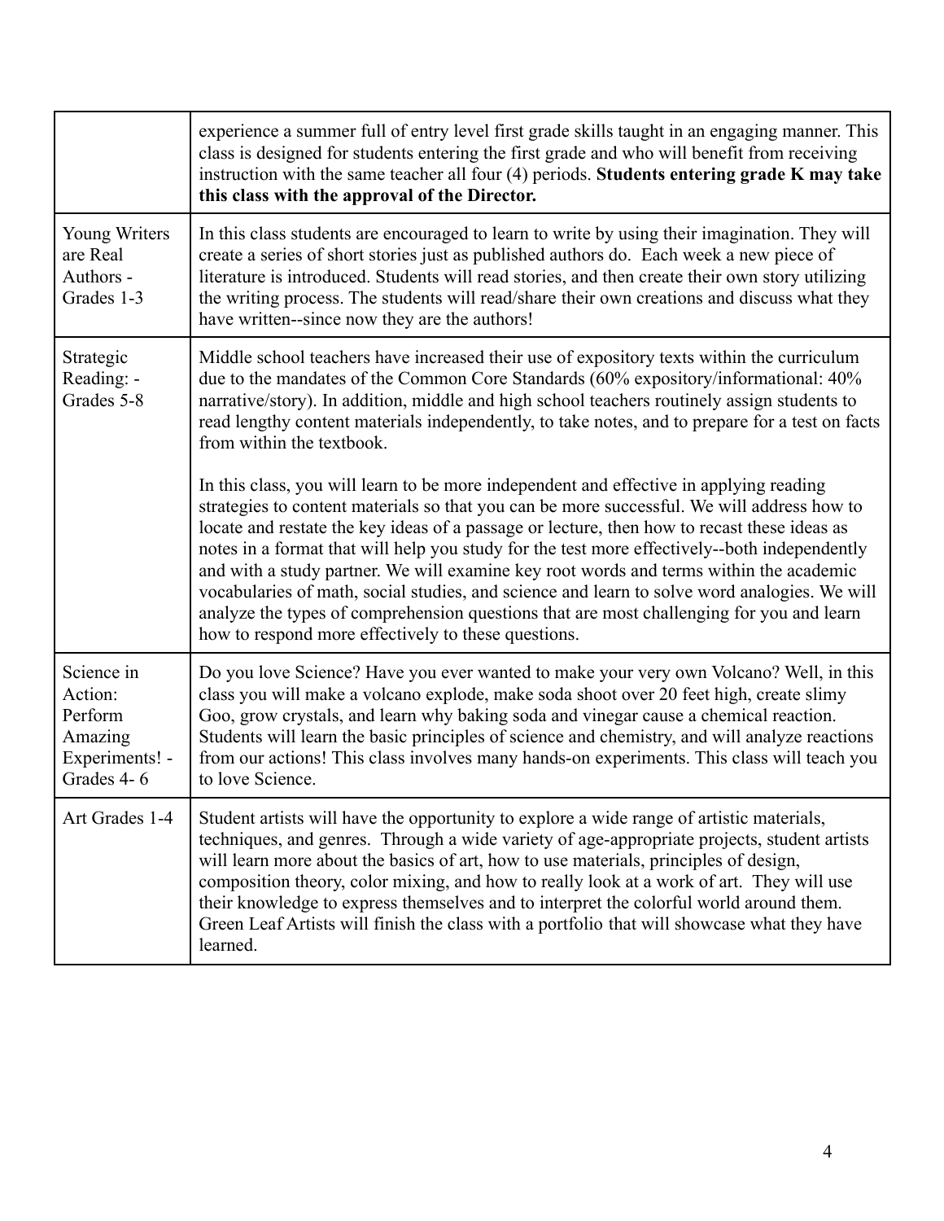| | |
|---|---|
| | experience a summer full of entry level first grade skills taught in an engaging manner. This class is designed for students entering the first grade and who will benefit from receiving instruction with the same teacher all four (4) periods. **Students entering grade K may take this class with the approval of the Director.** |
| Young Writers are Real Authors - Grades 1-3 | In this class students are encouraged to learn to write by using their imagination. They will create a series of short stories just as published authors do. Each week a new piece of literature is introduced. Students will read stories, and then create their own story utilizing the writing process. The students will read/share their own creations and discuss what they have written--since now they are the authors! |
| Strategic Reading: - Grades 5-8 | Middle school teachers have increased their use of expository texts within the curriculum due to the mandates of the Common Core Standards (60% expository/informational: 40% narrative/story). In addition, middle and high school teachers routinely assign students to read lengthy content materials independently, to take notes, and to prepare for a test on facts from within the textbook.<br><br>In this class, you will learn to be more independent and effective in applying reading strategies to content materials so that you can be more successful. We will address how to locate and restate the key ideas of a passage or lecture, then how to recast these ideas as notes in a format that will help you study for the test more effectively--both independently and with a study partner. We will examine key root words and terms within the academic vocabularies of math, social studies, and science and learn to solve word analogies. We will analyze the types of comprehension questions that are most challenging for you and learn how to respond more effectively to these questions. |
| Science in Action: Perform Amazing Experiments! - Grades 4- 6 | Do you love Science? Have you ever wanted to make your very own Volcano? Well, in this class you will make a volcano explode, make soda shoot over 20 feet high, create slimy Goo, grow crystals, and learn why baking soda and vinegar cause a chemical reaction. Students will learn the basic principles of science and chemistry, and will analyze reactions from our actions! This class involves many hands-on experiments. This class will teach you to love Science. |
| Art Grades 1-4 | Student artists will have the opportunity to explore a wide range of artistic materials, techniques, and genres. Through a wide variety of age-appropriate projects, student artists will learn more about the basics of art, how to use materials, principles of design, composition theory, color mixing, and how to really look at a work of art. They will use their knowledge to express themselves and to interpret the colorful world around them. Green Leaf Artists will finish the class with a portfolio that will showcase what they have learned. |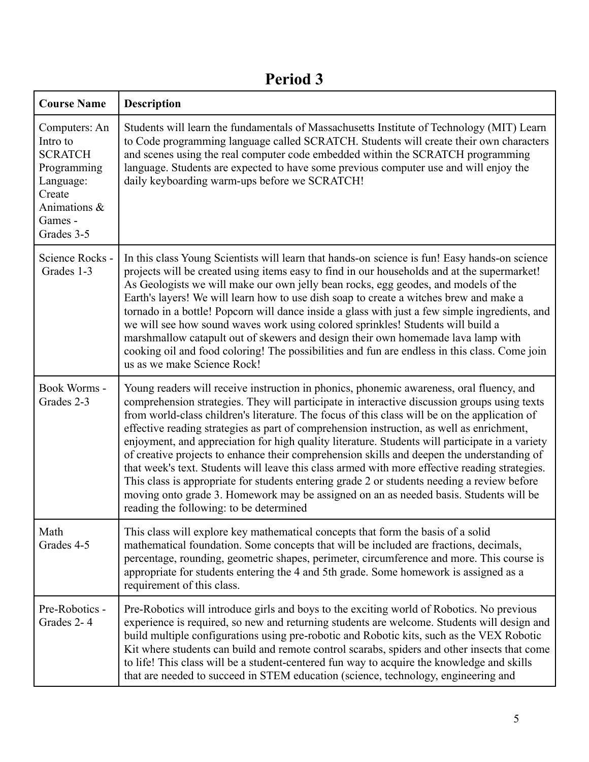# Period 3

| Course Name | Description |
|---|---|
| Computers: An Intro to SCRATCH Programming Language: Create Animations & Games - Grades 3-5 | Students will learn the fundamentals of Massachusetts Institute of Technology (MIT) Learn to Code programming language called SCRATCH. Students will create their own characters and scenes using the real computer code embedded within the SCRATCH programming language. Students are expected to have some previous computer use and will enjoy the daily keyboarding warm-ups before we SCRATCH! |
| Science Rocks - Grades 1-3 | In this class Young Scientists will learn that hands-on science is fun! Easy hands-on science projects will be created using items easy to find in our households and at the supermarket! As Geologists we will make our own jelly bean rocks, egg geodes, and models of the Earth's layers! We will learn how to use dish soap to create a witches brew and make a tornado in a bottle! Popcorn will dance inside a glass with just a few simple ingredients, and we will see how sound waves work using colored sprinkles! Students will build a marshmallow catapult out of skewers and design their own homemade lava lamp with cooking oil and food coloring! The possibilities and fun are endless in this class. Come join us as we make Science Rock! |
| Book Worms - Grades 2-3 | Young readers will receive instruction in phonics, phonemic awareness, oral fluency, and comprehension strategies. They will participate in interactive discussion groups using texts from world-class children's literature. The focus of this class will be on the application of effective reading strategies as part of comprehension instruction, as well as enrichment, enjoyment, and appreciation for high quality literature. Students will participate in a variety of creative projects to enhance their comprehension skills and deepen the understanding of that week's text. Students will leave this class armed with more effective reading strategies. This class is appropriate for students entering grade 2 or students needing a review before moving onto grade 3. Homework may be assigned on an as needed basis. Students will be reading the following: to be determined |
| Math Grades 4-5 | This class will explore key mathematical concepts that form the basis of a solid mathematical foundation. Some concepts that will be included are fractions, decimals, percentage, rounding, geometric shapes, perimeter, circumference and more. This course is appropriate for students entering the 4 and 5th grade. Some homework is assigned as a requirement of this class. |
| Pre-Robotics - Grades 2- 4 | Pre-Robotics will introduce girls and boys to the exciting world of Robotics. No previous experience is required, so new and returning students are welcome. Students will design and build multiple configurations using pre-robotic and Robotic kits, such as the VEX Robotic Kit where students can build and remote control scarabs, spiders and other insects that come to life! This class will be a student-centered fun way to acquire the knowledge and skills that are needed to succeed in STEM education (science, technology, engineering and |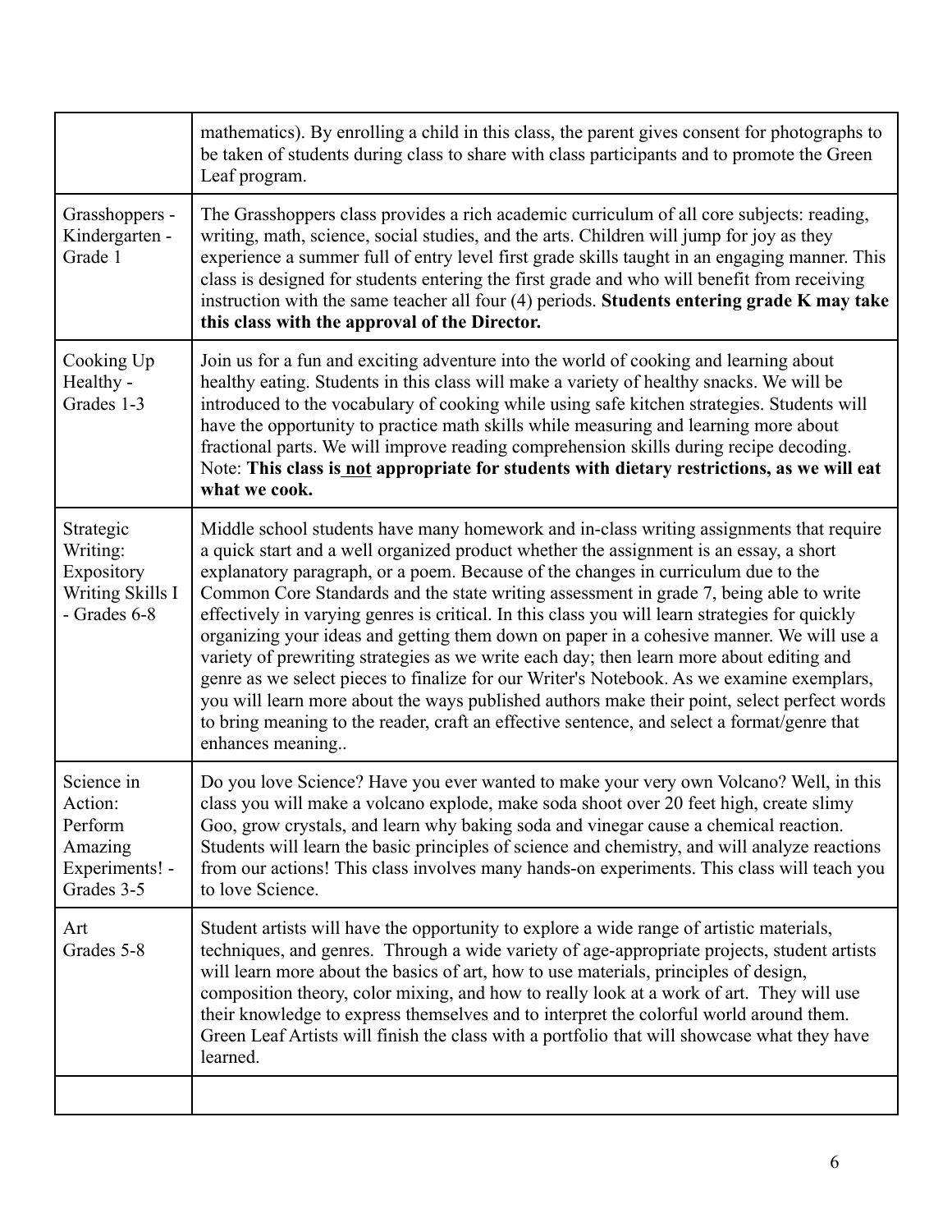| | |
|---|---|
| | mathematics). By enrolling a child in this class, the parent gives consent for photographs to be taken of students during class to share with class participants and to promote the Green Leaf program. |
| Grasshoppers - Kindergarten - Grade 1 | The Grasshoppers class provides a rich academic curriculum of all core subjects: reading, writing, math, science, social studies, and the arts. Children will jump for joy as they experience a summer full of entry level first grade skills taught in an engaging manner. This class is designed for students entering the first grade and who will benefit from receiving instruction with the same teacher all four (4) periods. **Students entering grade K may take this class with the approval of the Director.** |
| Cooking Up Healthy - Grades 1-3 | Join us for a fun and exciting adventure into the world of cooking and learning about healthy eating. Students in this class will make a variety of healthy snacks. We will be introduced to the vocabulary of cooking while using safe kitchen strategies. Students will have the opportunity to practice math skills while measuring and learning more about fractional parts. We will improve reading comprehension skills during recipe decoding. Note: **This class is <u>not</u> appropriate for students with dietary restrictions, as we will eat what we cook.** |
| Strategic Writing: Expository Writing Skills I - Grades 6-8 | Middle school students have many homework and in-class writing assignments that require a quick start and a well organized product whether the assignment is an essay, a short explanatory paragraph, or a poem. Because of the changes in curriculum due to the Common Core Standards and the state writing assessment in grade 7, being able to write effectively in varying genres is critical. In this class you will learn strategies for quickly organizing your ideas and getting them down on paper in a cohesive manner. We will use a variety of prewriting strategies as we write each day; then learn more about editing and genre as we select pieces to finalize for our Writer's Notebook. As we examine exemplars, you will learn more about the ways published authors make their point, select perfect words to bring meaning to the reader, craft an effective sentence, and select a format/genre that enhances meaning.. |
| Science in Action: Perform Amazing Experiments! - Grades 3-5 | Do you love Science? Have you ever wanted to make your very own Volcano? Well, in this class you will make a volcano explode, make soda shoot over 20 feet high, create slimy Goo, grow crystals, and learn why baking soda and vinegar cause a chemical reaction. Students will learn the basic principles of science and chemistry, and will analyze reactions from our actions! This class involves many hands-on experiments. This class will teach you to love Science. |
| Art Grades 5-8 | Student artists will have the opportunity to explore a wide range of artistic materials, techniques, and genres. Through a wide variety of age-appropriate projects, student artists will learn more about the basics of art, how to use materials, principles of design, composition theory, color mixing, and how to really look at a work of art. They will use their knowledge to express themselves and to interpret the colorful world around them. Green Leaf Artists will finish the class with a portfolio that will showcase what they have learned. |
| | |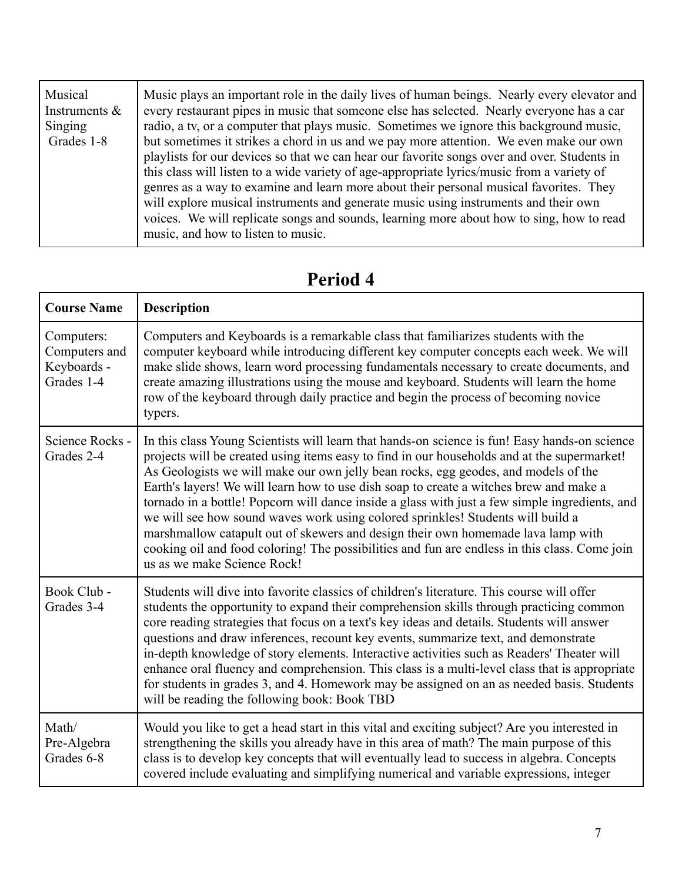| | |
|---|---|
| Musical Instruments & Singing Grades 1-8 | Music plays an important role in the daily lives of human beings. Nearly every elevator and every restaurant pipes in music that someone else has selected. Nearly everyone has a car radio, a tv, or a computer that plays music. Sometimes we ignore this background music, but sometimes it strikes a chord in us and we pay more attention. We even make our own playlists for our devices so that we can hear our favorite songs over and over. Students in this class will listen to a wide variety of age-appropriate lyrics/music from a variety of genres as a way to examine and learn more about their personal musical favorites. They will explore musical instruments and generate music using instruments and their own voices. We will replicate songs and sounds, learning more about how to sing, how to read music, and how to listen to music. |

## Period 4

| Course Name | Description |
|---|---|
| Computers: Computers and Keyboards - Grades 1-4 | Computers and Keyboards is a remarkable class that familiarizes students with the computer keyboard while introducing different key computer concepts each week. We will make slide shows, learn word processing fundamentals necessary to create documents, and create amazing illustrations using the mouse and keyboard. Students will learn the home row of the keyboard through daily practice and begin the process of becoming novice typers. |
| Science Rocks - Grades 2-4 | In this class Young Scientists will learn that hands-on science is fun! Easy hands-on science projects will be created using items easy to find in our households and at the supermarket! As Geologists we will make our own jelly bean rocks, egg geodes, and models of the Earth's layers! We will learn how to use dish soap to create a witches brew and make a tornado in a bottle! Popcorn will dance inside a glass with just a few simple ingredients, and we will see how sound waves work using colored sprinkles! Students will build a marshmallow catapult out of skewers and design their own homemade lava lamp with cooking oil and food coloring! The possibilities and fun are endless in this class. Come join us as we make Science Rock! |
| Book Club - Grades 3-4 | Students will dive into favorite classics of children's literature. This course will offer students the opportunity to expand their comprehension skills through practicing common core reading strategies that focus on a text's key ideas and details. Students will answer questions and draw inferences, recount key events, summarize text, and demonstrate in-depth knowledge of story elements. Interactive activities such as Readers' Theater will enhance oral fluency and comprehension. This class is a multi-level class that is appropriate for students in grades 3, and 4. Homework may be assigned on an as needed basis. Students will be reading the following book: Book TBD |
| Math/ Pre-Algebra Grades 6-8 | Would you like to get a head start in this vital and exciting subject? Are you interested in strengthening the skills you already have in this area of math? The main purpose of this class is to develop key concepts that will eventually lead to success in algebra. Concepts covered include evaluating and simplifying numerical and variable expressions, integer |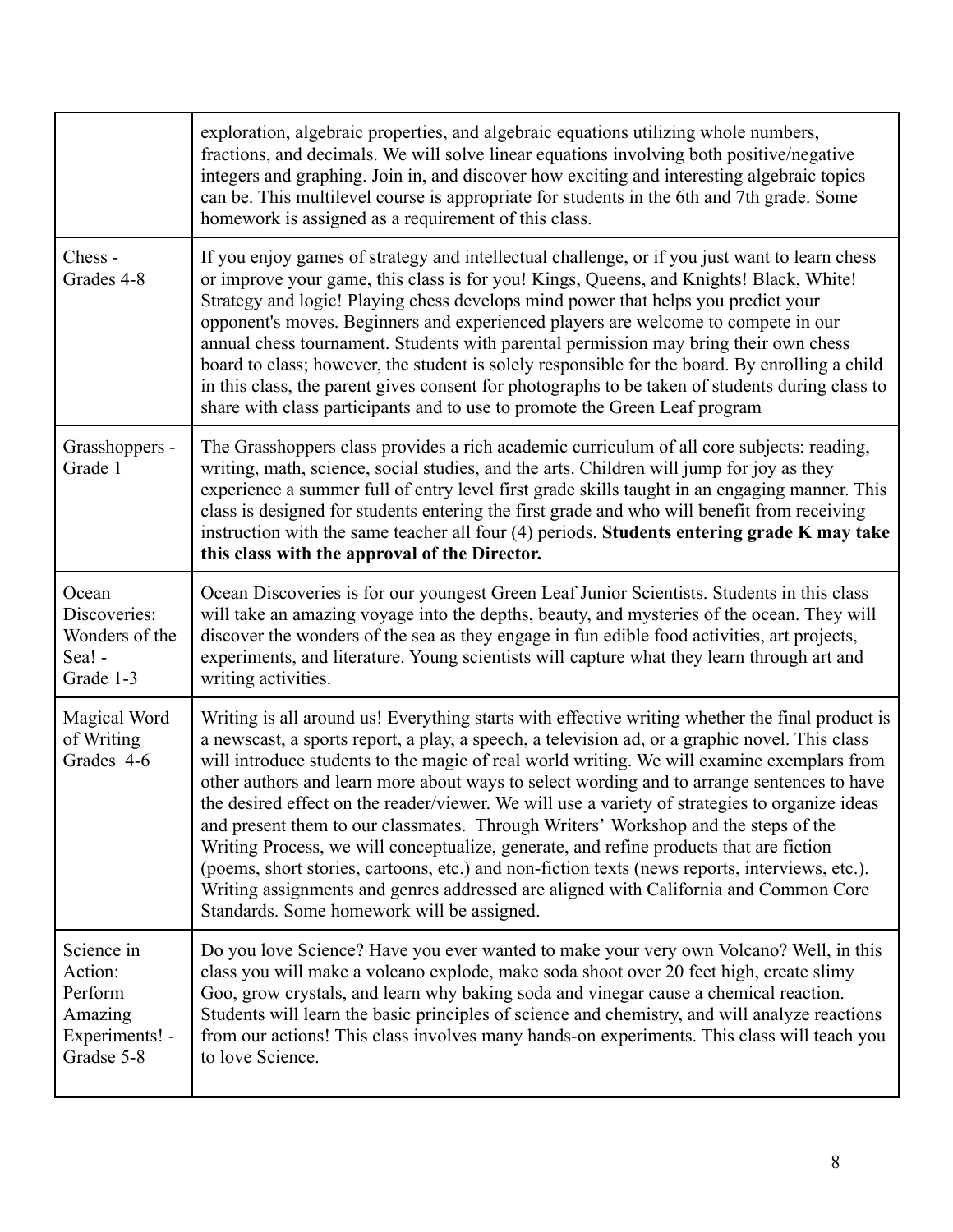| | |
|---|---|
| | exploration, algebraic properties, and algebraic equations utilizing whole numbers, fractions, and decimals. We will solve linear equations involving both positive/negative integers and graphing. Join in, and discover how exciting and interesting algebraic topics can be. This multilevel course is appropriate for students in the 6th and 7th grade. Some homework is assigned as a requirement of this class. |
| Chess - Grades 4-8 | If you enjoy games of strategy and intellectual challenge, or if you just want to learn chess or improve your game, this class is for you! Kings, Queens, and Knights! Black, White! Strategy and logic! Playing chess develops mind power that helps you predict your opponent's moves. Beginners and experienced players are welcome to compete in our annual chess tournament. Students with parental permission may bring their own chess board to class; however, the student is solely responsible for the board. By enrolling a child in this class, the parent gives consent for photographs to be taken of students during class to share with class participants and to use to promote the Green Leaf program |
| Grasshoppers - Grade 1 | The Grasshoppers class provides a rich academic curriculum of all core subjects: reading, writing, math, science, social studies, and the arts. Children will jump for joy as they experience a summer full of entry level first grade skills taught in an engaging manner. This class is designed for students entering the first grade and who will benefit from receiving instruction with the same teacher all four (4) periods. **Students entering grade K may take this class with the approval of the Director.** |
| Ocean Discoveries: Wonders of the Sea! - Grade 1-3 | Ocean Discoveries is for our youngest Green Leaf Junior Scientists. Students in this class will take an amazing voyage into the depths, beauty, and mysteries of the ocean. They will discover the wonders of the sea as they engage in fun edible food activities, art projects, experiments, and literature. Young scientists will capture what they learn through art and writing activities. |
| Magical Word of Writing Grades 4-6 | Writing is all around us! Everything starts with effective writing whether the final product is a newscast, a sports report, a play, a speech, a television ad, or a graphic novel. This class will introduce students to the magic of real world writing. We will examine exemplars from other authors and learn more about ways to select wording and to arrange sentences to have the desired effect on the reader/viewer. We will use a variety of strategies to organize ideas and present them to our classmates. Through Writers' Workshop and the steps of the Writing Process, we will conceptualize, generate, and refine products that are fiction (poems, short stories, cartoons, etc.) and non-fiction texts (news reports, interviews, etc.). Writing assignments and genres addressed are aligned with California and Common Core Standards. Some homework will be assigned. |
| Science in Action: Perform Amazing Experiments! - Gradse 5-8 | Do you love Science? Have you ever wanted to make your very own Volcano? Well, in this class you will make a volcano explode, make soda shoot over 20 feet high, create slimy Goo, grow crystals, and learn why baking soda and vinegar cause a chemical reaction. Students will learn the basic principles of science and chemistry, and will analyze reactions from our actions! This class involves many hands-on experiments. This class will teach you to love Science. |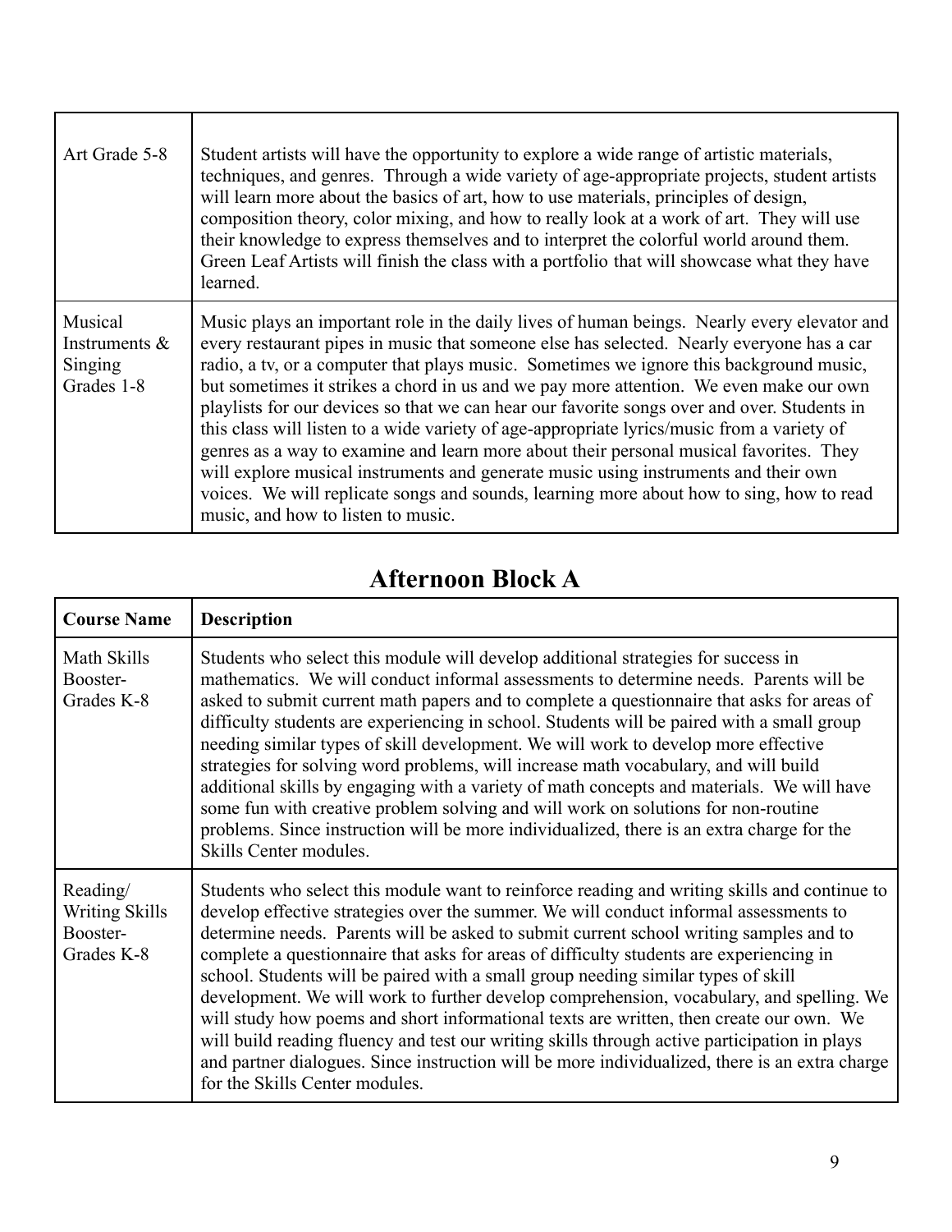| | |
|---|---|
| Art Grade 5-8 | Student artists will have the opportunity to explore a wide range of artistic materials, techniques, and genres. Through a wide variety of age-appropriate projects, student artists will learn more about the basics of art, how to use materials, principles of design, composition theory, color mixing, and how to really look at a work of art. They will use their knowledge to express themselves and to interpret the colorful world around them. Green Leaf Artists will finish the class with a portfolio that will showcase what they have learned. |
| Musical Instruments & Singing Grades 1-8 | Music plays an important role in the daily lives of human beings. Nearly every elevator and every restaurant pipes in music that someone else has selected. Nearly everyone has a car radio, a tv, or a computer that plays music. Sometimes we ignore this background music, but sometimes it strikes a chord in us and we pay more attention. We even make our own playlists for our devices so that we can hear our favorite songs over and over. Students in this class will listen to a wide variety of age-appropriate lyrics/music from a variety of genres as a way to examine and learn more about their personal musical favorites. They will explore musical instruments and generate music using instruments and their own voices. We will replicate songs and sounds, learning more about how to sing, how to read music, and how to listen to music. |

## Afternoon Block A

| **Course Name** | **Description** |
|---|---|
| Math Skills Booster- Grades K-8 | Students who select this module will develop additional strategies for success in mathematics. We will conduct informal assessments to determine needs. Parents will be asked to submit current math papers and to complete a questionnaire that asks for areas of difficulty students are experiencing in school. Students will be paired with a small group needing similar types of skill development. We will work to develop more effective strategies for solving word problems, will increase math vocabulary, and will build additional skills by engaging with a variety of math concepts and materials. We will have some fun with creative problem solving and will work on solutions for non-routine problems. Since instruction will be more individualized, there is an extra charge for the Skills Center modules. |
| Reading/ Writing Skills Booster- Grades K-8 | Students who select this module want to reinforce reading and writing skills and continue to develop effective strategies over the summer. We will conduct informal assessments to determine needs. Parents will be asked to submit current school writing samples and to complete a questionnaire that asks for areas of difficulty students are experiencing in school. Students will be paired with a small group needing similar types of skill development. We will work to further develop comprehension, vocabulary, and spelling. We will study how poems and short informational texts are written, then create our own. We will build reading fluency and test our writing skills through active participation in plays and partner dialogues. Since instruction will be more individualized, there is an extra charge for the Skills Center modules. |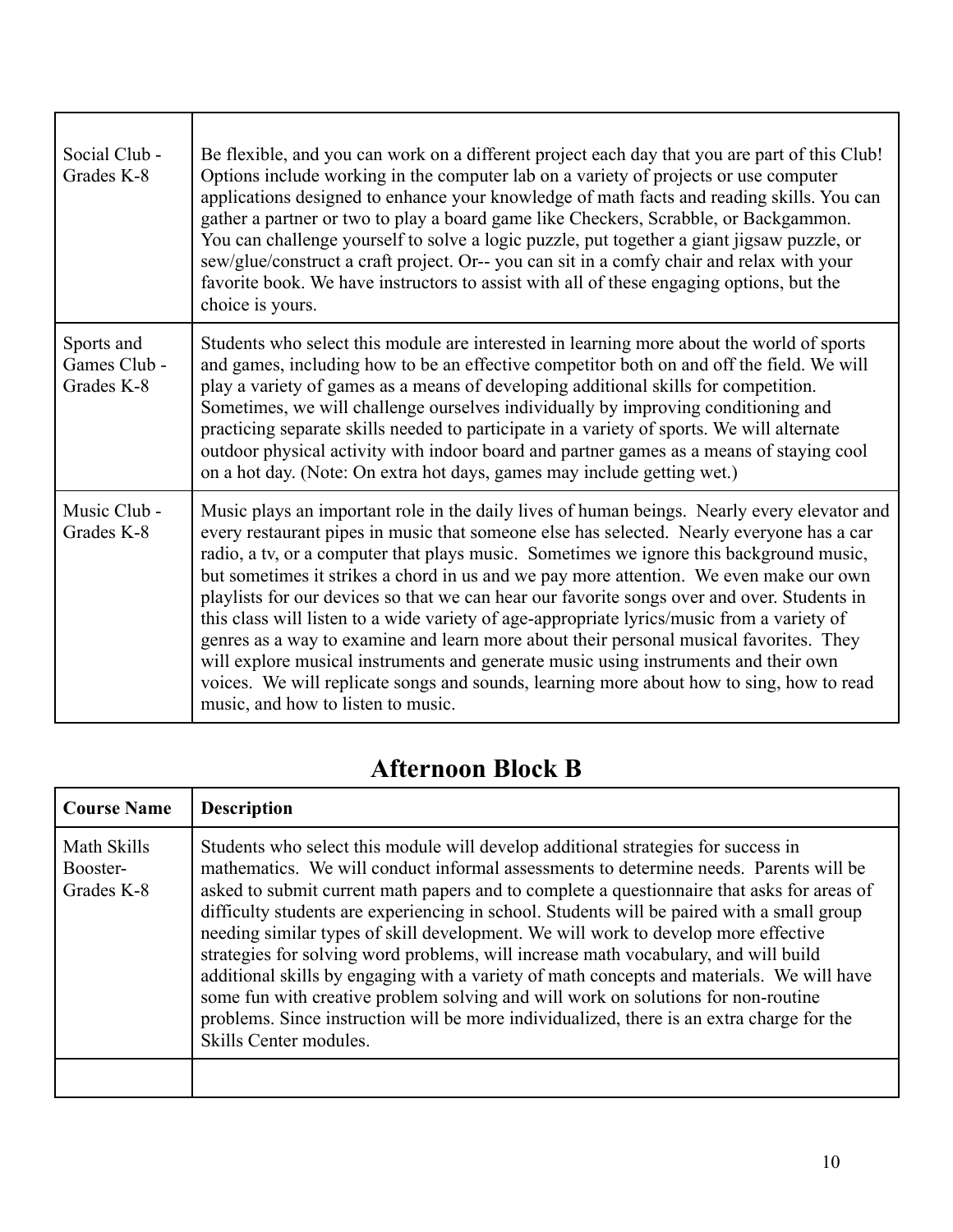| | |
|---|---|
| Social Club - Grades K-8 | Be flexible, and you can work on a different project each day that you are part of this Club! Options include working in the computer lab on a variety of projects or use computer applications designed to enhance your knowledge of math facts and reading skills. You can gather a partner or two to play a board game like Checkers, Scrabble, or Backgammon. You can challenge yourself to solve a logic puzzle, put together a giant jigsaw puzzle, or sew/glue/construct a craft project. Or-- you can sit in a comfy chair and relax with your favorite book. We have instructors to assist with all of these engaging options, but the choice is yours. |
| Sports and Games Club - Grades K-8 | Students who select this module are interested in learning more about the world of sports and games, including how to be an effective competitor both on and off the field. We will play a variety of games as a means of developing additional skills for competition. Sometimes, we will challenge ourselves individually by improving conditioning and practicing separate skills needed to participate in a variety of sports. We will alternate outdoor physical activity with indoor board and partner games as a means of staying cool on a hot day. (Note: On extra hot days, games may include getting wet.) |
| Music Club - Grades K-8 | Music plays an important role in the daily lives of human beings. Nearly every elevator and every restaurant pipes in music that someone else has selected. Nearly everyone has a car radio, a tv, or a computer that plays music. Sometimes we ignore this background music, but sometimes it strikes a chord in us and we pay more attention. We even make our own playlists for our devices so that we can hear our favorite songs over and over. Students in this class will listen to a wide variety of age-appropriate lyrics/music from a variety of genres as a way to examine and learn more about their personal musical favorites. They will explore musical instruments and generate music using instruments and their own voices. We will replicate songs and sounds, learning more about how to sing, how to read music, and how to listen to music. |

## Afternoon Block B

| Course Name | Description |
|---|---|
| Math Skills Booster- Grades K-8 | Students who select this module will develop additional strategies for success in mathematics. We will conduct informal assessments to determine needs. Parents will be asked to submit current math papers and to complete a questionnaire that asks for areas of difficulty students are experiencing in school. Students will be paired with a small group needing similar types of skill development. We will work to develop more effective strategies for solving word problems, will increase math vocabulary, and will build additional skills by engaging with a variety of math concepts and materials. We will have some fun with creative problem solving and will work on solutions for non-routine problems. Since instruction will be more individualized, there is an extra charge for the Skills Center modules. |
| | |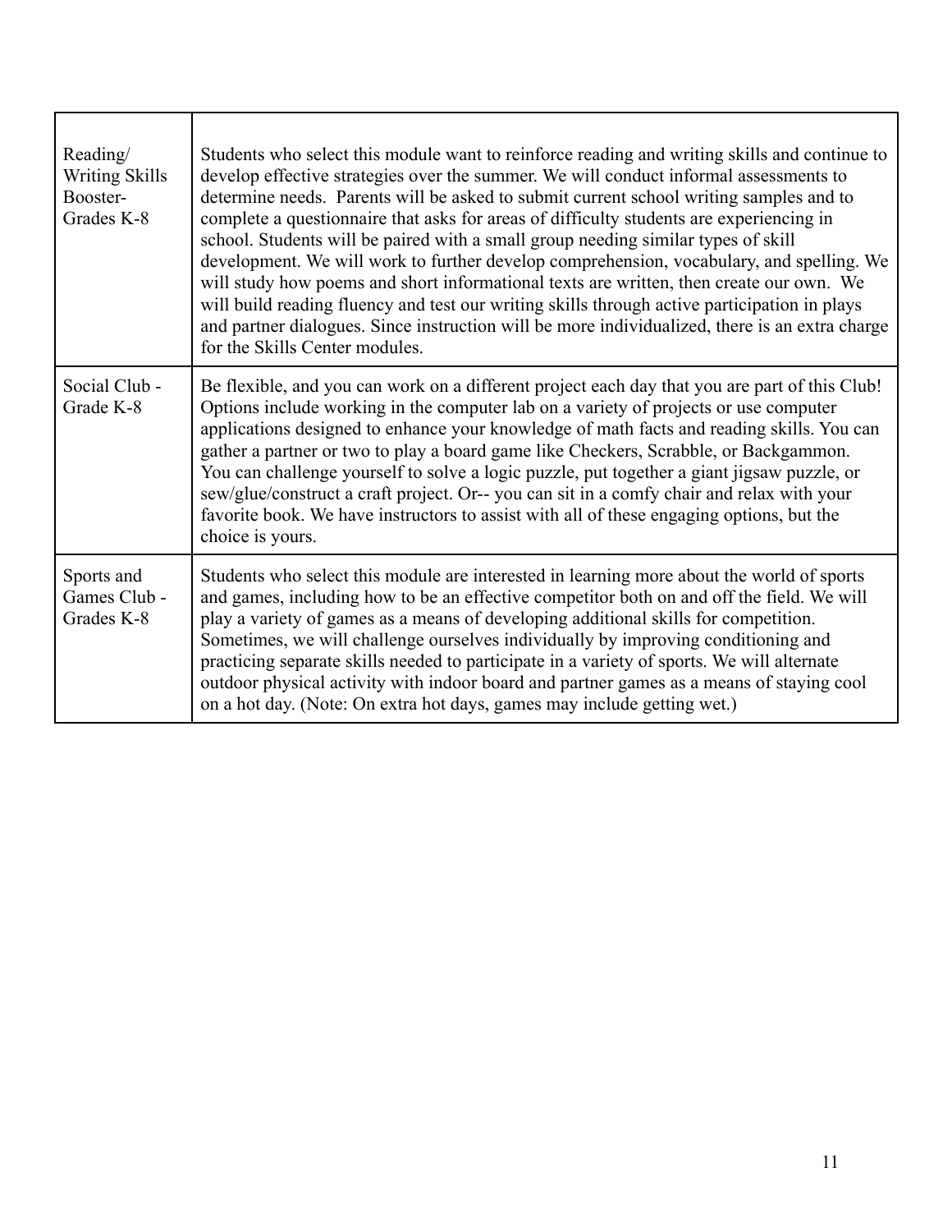| | |
|---|---|
| Reading/ Writing Skills Booster- Grades K-8 | Students who select this module want to reinforce reading and writing skills and continue to develop effective strategies over the summer. We will conduct informal assessments to determine needs. Parents will be asked to submit current school writing samples and to complete a questionnaire that asks for areas of difficulty students are experiencing in school. Students will be paired with a small group needing similar types of skill development. We will work to further develop comprehension, vocabulary, and spelling. We will study how poems and short informational texts are written, then create our own. We will build reading fluency and test our writing skills through active participation in plays and partner dialogues. Since instruction will be more individualized, there is an extra charge for the Skills Center modules. |
| Social Club - Grade K-8 | Be flexible, and you can work on a different project each day that you are part of this Club! Options include working in the computer lab on a variety of projects or use computer applications designed to enhance your knowledge of math facts and reading skills. You can gather a partner or two to play a board game like Checkers, Scrabble, or Backgammon. You can challenge yourself to solve a logic puzzle, put together a giant jigsaw puzzle, or sew/glue/construct a craft project. Or-- you can sit in a comfy chair and relax with your favorite book. We have instructors to assist with all of these engaging options, but the choice is yours. |
| Sports and Games Club - Grades K-8 | Students who select this module are interested in learning more about the world of sports and games, including how to be an effective competitor both on and off the field. We will play a variety of games as a means of developing additional skills for competition. Sometimes, we will challenge ourselves individually by improving conditioning and practicing separate skills needed to participate in a variety of sports. We will alternate outdoor physical activity with indoor board and partner games as a means of staying cool on a hot day. (Note: On extra hot days, games may include getting wet.) |